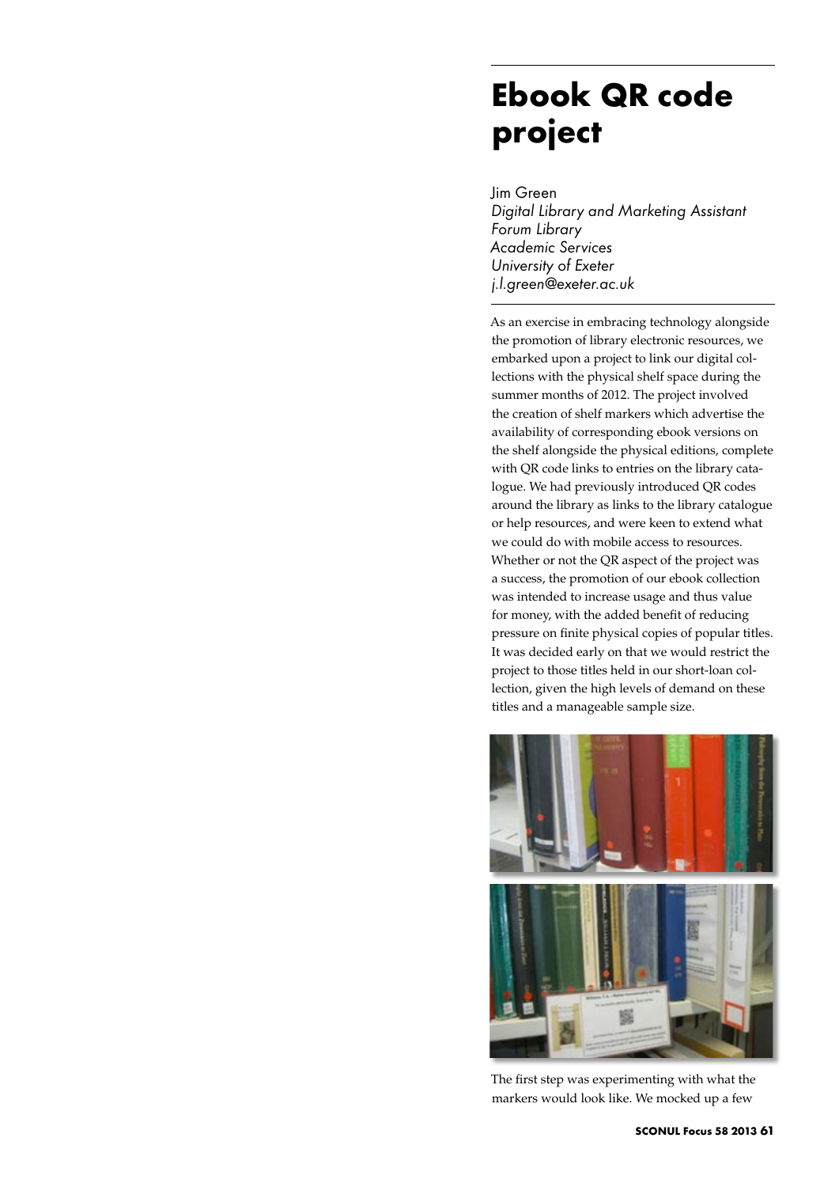# Ebook QR code project

Jim Green
*Digital Library and Marketing Assistant*
*Forum Library*
*Academic Services*
*University of Exeter*
*j.l.green@exeter.ac.uk*

As an exercise in embracing technology alongside the promotion of library electronic resources, we embarked upon a project to link our digital collections with the physical shelf space during the summer months of 2012. The project involved the creation of shelf markers which advertise the availability of corresponding ebook versions on the shelf alongside the physical editions, complete with QR code links to entries on the library catalogue. We had previously introduced QR codes around the library as links to the library catalogue or help resources, and were keen to extend what we could do with mobile access to resources. Whether or not the QR aspect of the project was a success, the promotion of our ebook collection was intended to increase usage and thus value for money, with the added benefit of reducing pressure on finite physical copies of popular titles. It was decided early on that we would restrict the project to those titles held in our short-loan collection, given the high levels of demand on these titles and a manageable sample size.

The first step was experimenting with what the markers would look like. We mocked up a few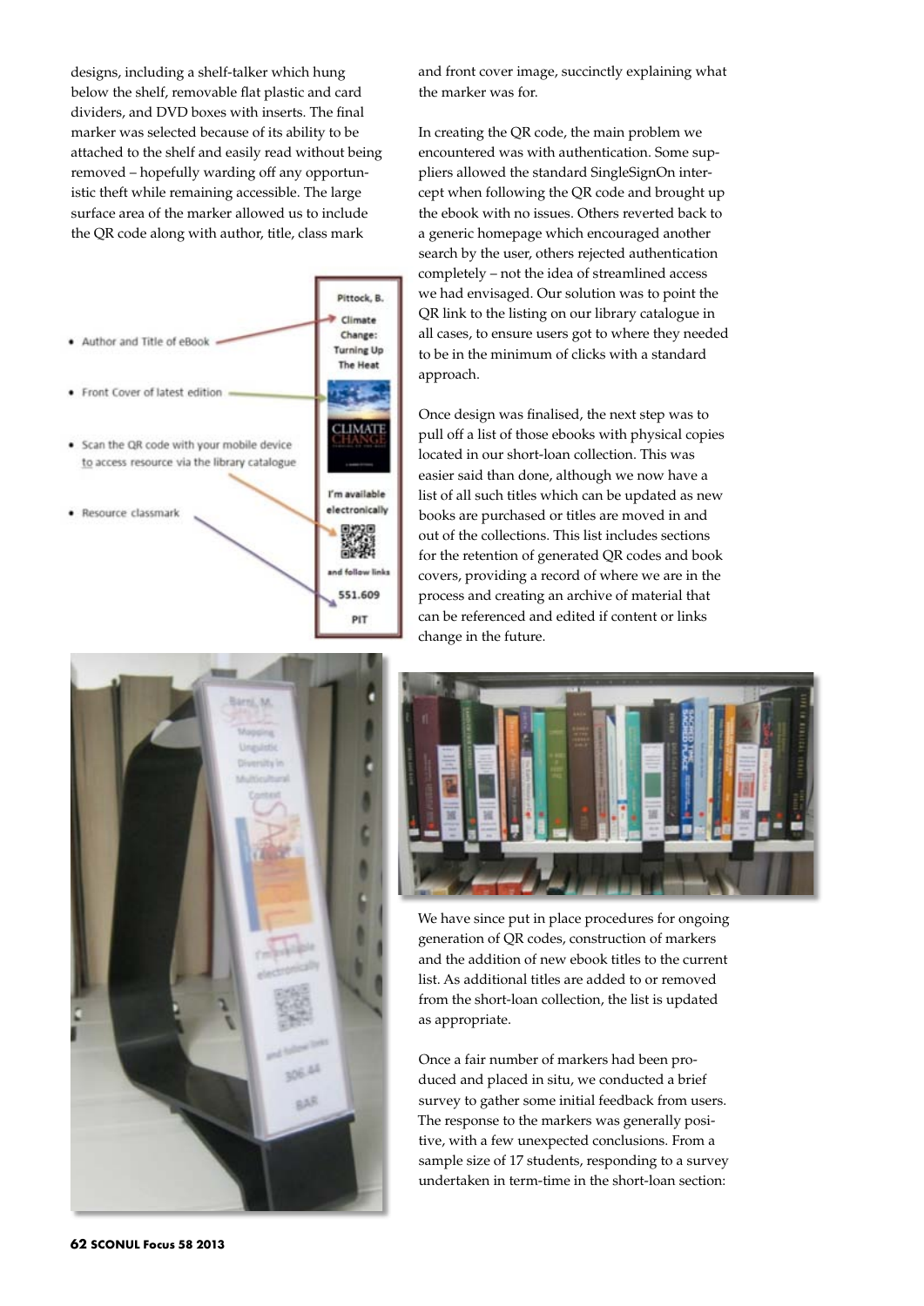designs, including a shelf-talker which hung below the shelf, removable flat plastic and card dividers, and DVD boxes with inserts. The final marker was selected because of its ability to be attached to the shelf and easily read without being removed – hopefully warding off any opportunistic theft while remaining accessible. The large surface area of the marker allowed us to include the QR code along with author, title, class mark and front cover image, succinctly explaining what the marker was for.

- Author and Title of eBook
- Front Cover of latest edition
- Scan the QR code with your mobile device to access resource via the library catalogue
- Resource classmark

In creating the QR code, the main problem we encountered was with authentication. Some suppliers allowed the standard SingleSignOn intercept when following the QR code and brought up the ebook with no issues. Others reverted back to a generic homepage which encouraged another search by the user, others rejected authentication completely – not the idea of streamlined access we had envisaged. Our solution was to point the QR link to the listing on our library catalogue in all cases, to ensure users got to where they needed to be in the minimum of clicks with a standard approach.

Once design was finalised, the next step was to pull off a list of those ebooks with physical copies located in our short-loan collection. This was easier said than done, although we now have a list of all such titles which can be updated as new books are purchased or titles are moved in and out of the collections. This list includes sections for the retention of generated QR codes and book covers, providing a record of where we are in the process and creating an archive of material that can be referenced and edited if content or links change in the future.

We have since put in place procedures for ongoing generation of QR codes, construction of markers and the addition of new ebook titles to the current list. As additional titles are added to or removed from the short-loan collection, the list is updated as appropriate.

Once a fair number of markers had been produced and placed in situ, we conducted a brief survey to gather some initial feedback from users. The response to the markers was generally positive, with a few unexpected conclusions. From a sample size of 17 students, responding to a survey undertaken in term-time in the short-loan section: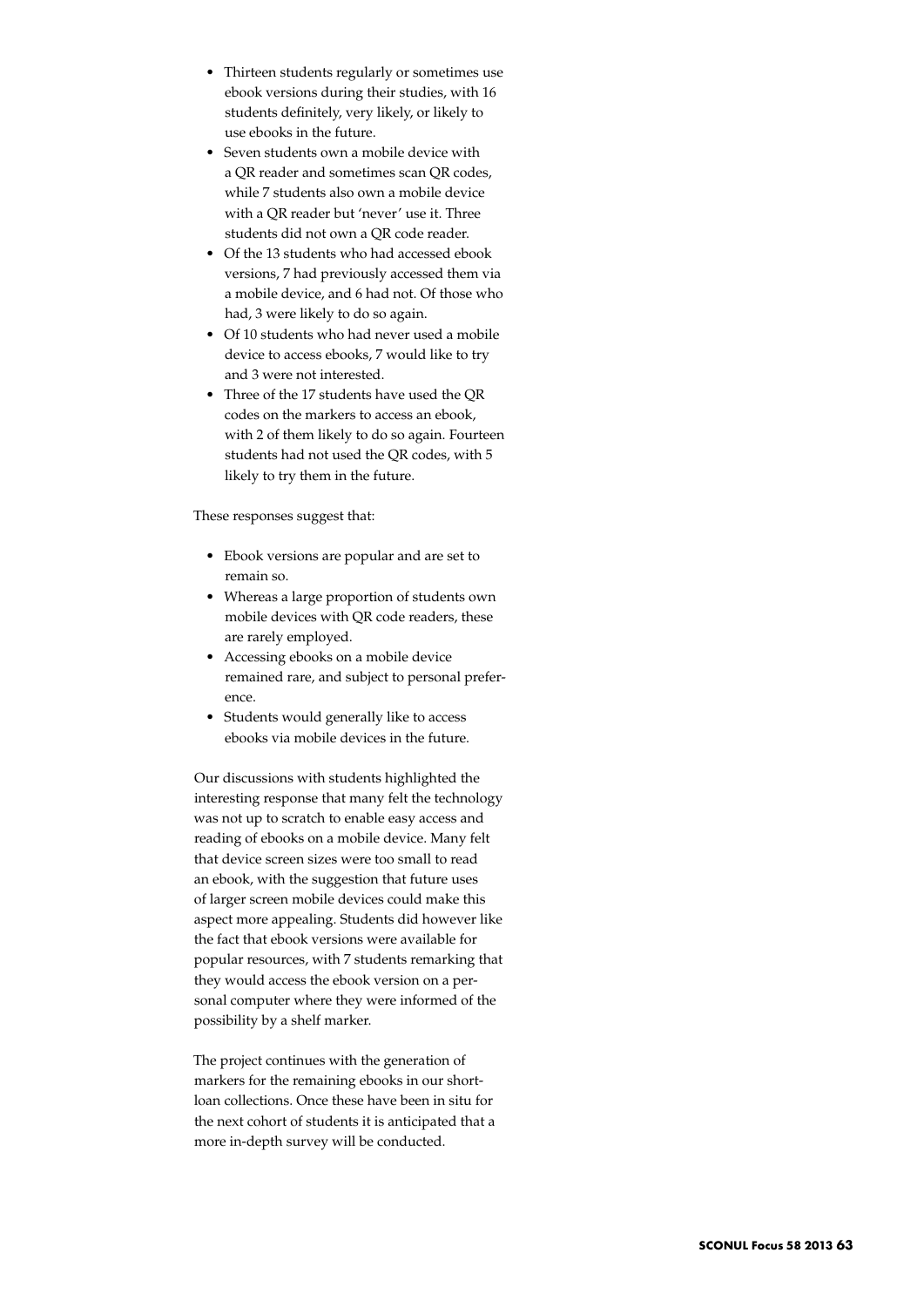- Thirteen students regularly or sometimes use ebook versions during their studies, with 16 students definitely, very likely, or likely to use ebooks in the future.
- Seven students own a mobile device with a QR reader and sometimes scan QR codes, while 7 students also own a mobile device with a QR reader but 'never' use it. Three students did not own a QR code reader.
- Of the 13 students who had accessed ebook versions, 7 had previously accessed them via a mobile device, and 6 had not. Of those who had, 3 were likely to do so again.
- Of 10 students who had never used a mobile device to access ebooks, 7 would like to try and 3 were not interested.
- Three of the 17 students have used the QR codes on the markers to access an ebook, with 2 of them likely to do so again. Fourteen students had not used the QR codes, with 5 likely to try them in the future.

These responses suggest that:

- Ebook versions are popular and are set to remain so.
- Whereas a large proportion of students own mobile devices with QR code readers, these are rarely employed.
- Accessing ebooks on a mobile device remained rare, and subject to personal preference.
- Students would generally like to access ebooks via mobile devices in the future.

Our discussions with students highlighted the interesting response that many felt the technology was not up to scratch to enable easy access and reading of ebooks on a mobile device. Many felt that device screen sizes were too small to read an ebook, with the suggestion that future uses of larger screen mobile devices could make this aspect more appealing. Students did however like the fact that ebook versions were available for popular resources, with 7 students remarking that they would access the ebook version on a personal computer where they were informed of the possibility by a shelf marker.

The project continues with the generation of markers for the remaining ebooks in our short-loan collections. Once these have been in situ for the next cohort of students it is anticipated that a more in-depth survey will be conducted.